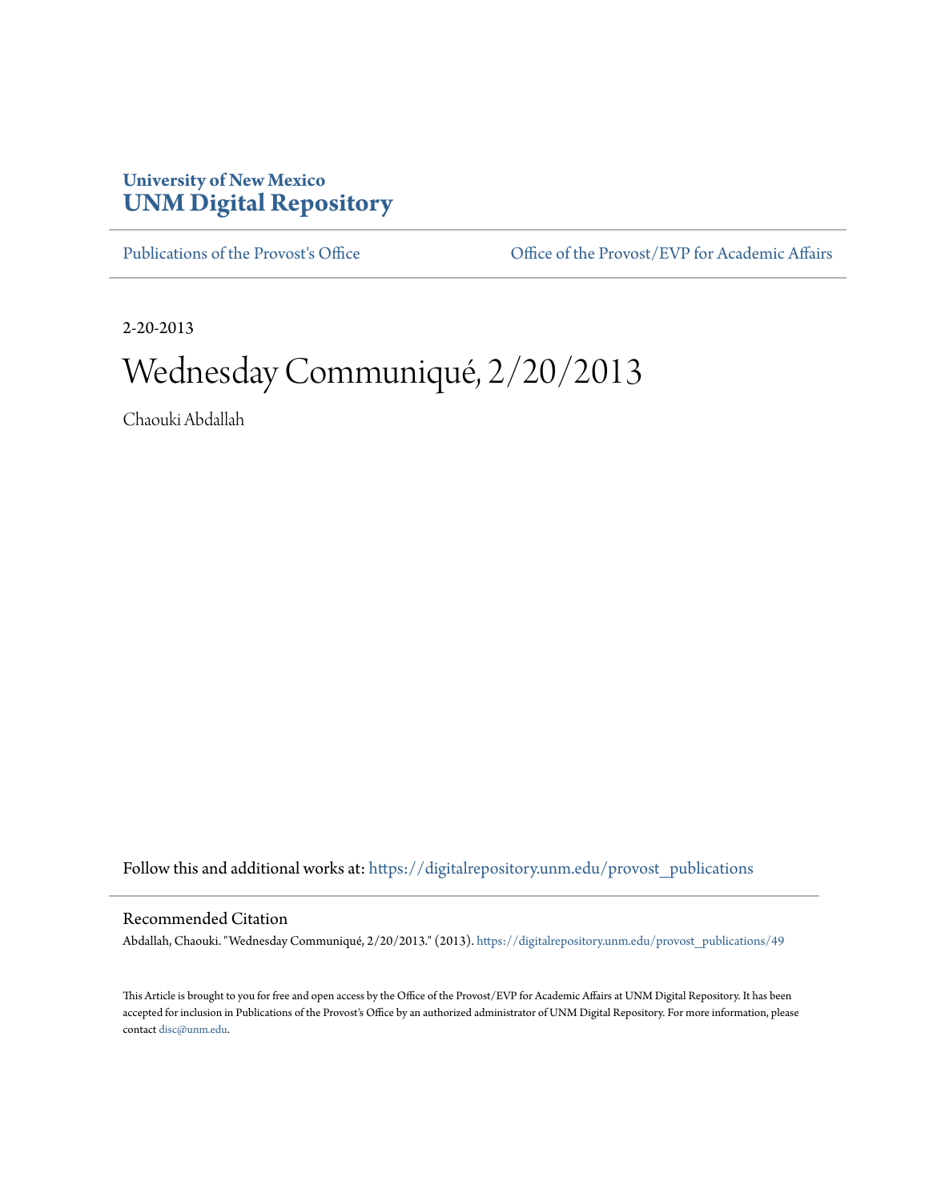**University of New Mexico**
**UNM Digital Repository**

Publications of the Provost's Office | Office of the Provost/EVP for Academic Affairs

2-20-2013

# Wednesday Communiqué, 2/20/2013

Chaouki Abdallah

Follow this and additional works at: https://digitalrepository.unm.edu/provost_publications

## Recommended Citation

Abdallah, Chaouki. "Wednesday Communiqué, 2/20/2013." (2013). https://digitalrepository.unm.edu/provost_publications/49

This Article is brought to you for free and open access by the Office of the Provost/EVP for Academic Affairs at UNM Digital Repository. It has been accepted for inclusion in Publications of the Provost's Office by an authorized administrator of UNM Digital Repository. For more information, please contact disc@unm.edu.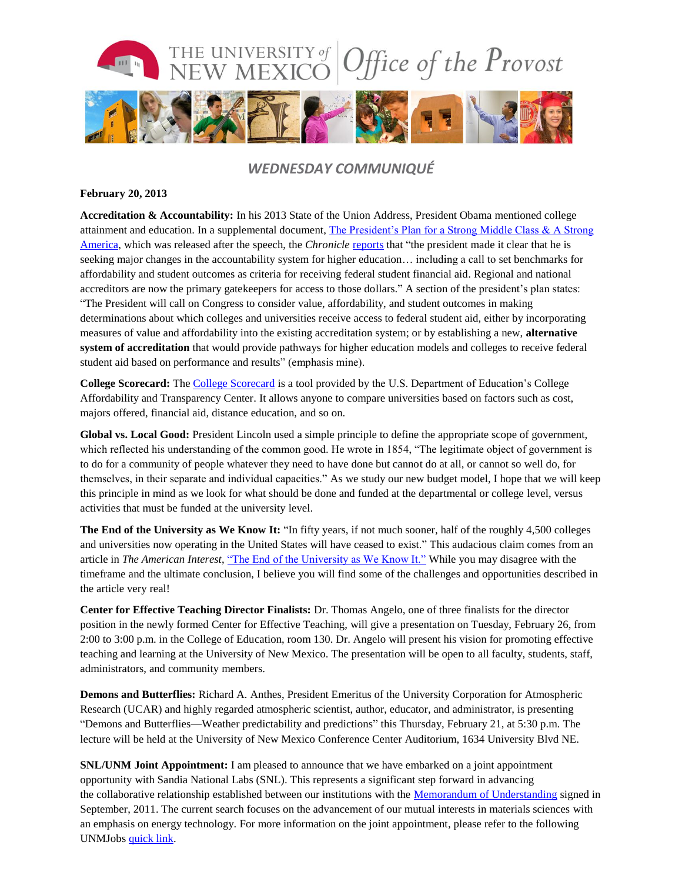# THE UNIVERSITY of NEW MEXICO Office of the Provost

## *WEDNESDAY COMMUNIQUÉ*

**February 20, 2013**

**Accreditation & Accountability:** In his 2013 State of the Union Address, President Obama mentioned college attainment and education. In a supplemental document, The President's Plan for a Strong Middle Class & A Strong America, which was released after the speech, the *Chronicle* reports that "the president made it clear that he is seeking major changes in the accountability system for higher education… including a call to set benchmarks for affordability and student outcomes as criteria for receiving federal student financial aid. Regional and national accreditors are now the primary gatekeepers for access to those dollars." A section of the president's plan states: "The President will call on Congress to consider value, affordability, and student outcomes in making determinations about which colleges and universities receive access to federal student aid, either by incorporating measures of value and affordability into the existing accreditation system; or by establishing a new, **alternative system of accreditation** that would provide pathways for higher education models and colleges to receive federal student aid based on performance and results" (emphasis mine).

**College Scorecard:** The College Scorecard is a tool provided by the U.S. Department of Education's College Affordability and Transparency Center. It allows anyone to compare universities based on factors such as cost, majors offered, financial aid, distance education, and so on.

**Global vs. Local Good:** President Lincoln used a simple principle to define the appropriate scope of government, which reflected his understanding of the common good. He wrote in 1854, "The legitimate object of government is to do for a community of people whatever they need to have done but cannot do at all, or cannot so well do, for themselves, in their separate and individual capacities." As we study our new budget model, I hope that we will keep this principle in mind as we look for what should be done and funded at the departmental or college level, versus activities that must be funded at the university level.

**The End of the University as We Know It:** "In fifty years, if not much sooner, half of the roughly 4,500 colleges and universities now operating in the United States will have ceased to exist." This audacious claim comes from an article in *The American Interest*, "The End of the University as We Know It." While you may disagree with the timeframe and the ultimate conclusion, I believe you will find some of the challenges and opportunities described in the article very real!

**Center for Effective Teaching Director Finalists:** Dr. Thomas Angelo, one of three finalists for the director position in the newly formed Center for Effective Teaching, will give a presentation on Tuesday, February 26, from 2:00 to 3:00 p.m. in the College of Education, room 130. Dr. Angelo will present his vision for promoting effective teaching and learning at the University of New Mexico. The presentation will be open to all faculty, students, staff, administrators, and community members.

**Demons and Butterflies:** Richard A. Anthes, President Emeritus of the University Corporation for Atmospheric Research (UCAR) and highly regarded atmospheric scientist, author, educator, and administrator, is presenting "Demons and Butterflies—Weather predictability and predictions" this Thursday, February 21, at 5:30 p.m. The lecture will be held at the University of New Mexico Conference Center Auditorium, 1634 University Blvd NE.

**SNL/UNM Joint Appointment:** I am pleased to announce that we have embarked on a joint appointment opportunity with Sandia National Labs (SNL). This represents a significant step forward in advancing the collaborative relationship established between our institutions with the Memorandum of Understanding signed in September, 2011. The current search focuses on the advancement of our mutual interests in materials sciences with an emphasis on energy technology. For more information on the joint appointment, please refer to the following UNMJobs quick link.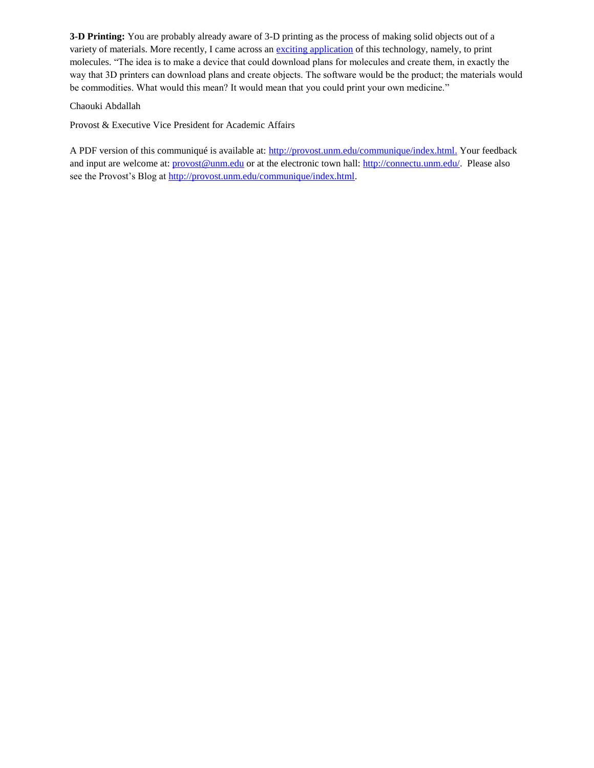**3-D Printing:** You are probably already aware of 3-D printing as the process of making solid objects out of a variety of materials. More recently, I came across an exciting application of this technology, namely, to print molecules. "The idea is to make a device that could download plans for molecules and create them, in exactly the way that 3D printers can download plans and create objects. The software would be the product; the materials would be commodities. What would this mean? It would mean that you could print your own medicine."

Chaouki Abdallah

Provost & Executive Vice President for Academic Affairs

A PDF version of this communiqué is available at: http://provost.unm.edu/communique/index.html. Your feedback and input are welcome at: provost@unm.edu or at the electronic town hall: http://connectu.unm.edu/. Please also see the Provost's Blog at http://provost.unm.edu/communique/index.html.